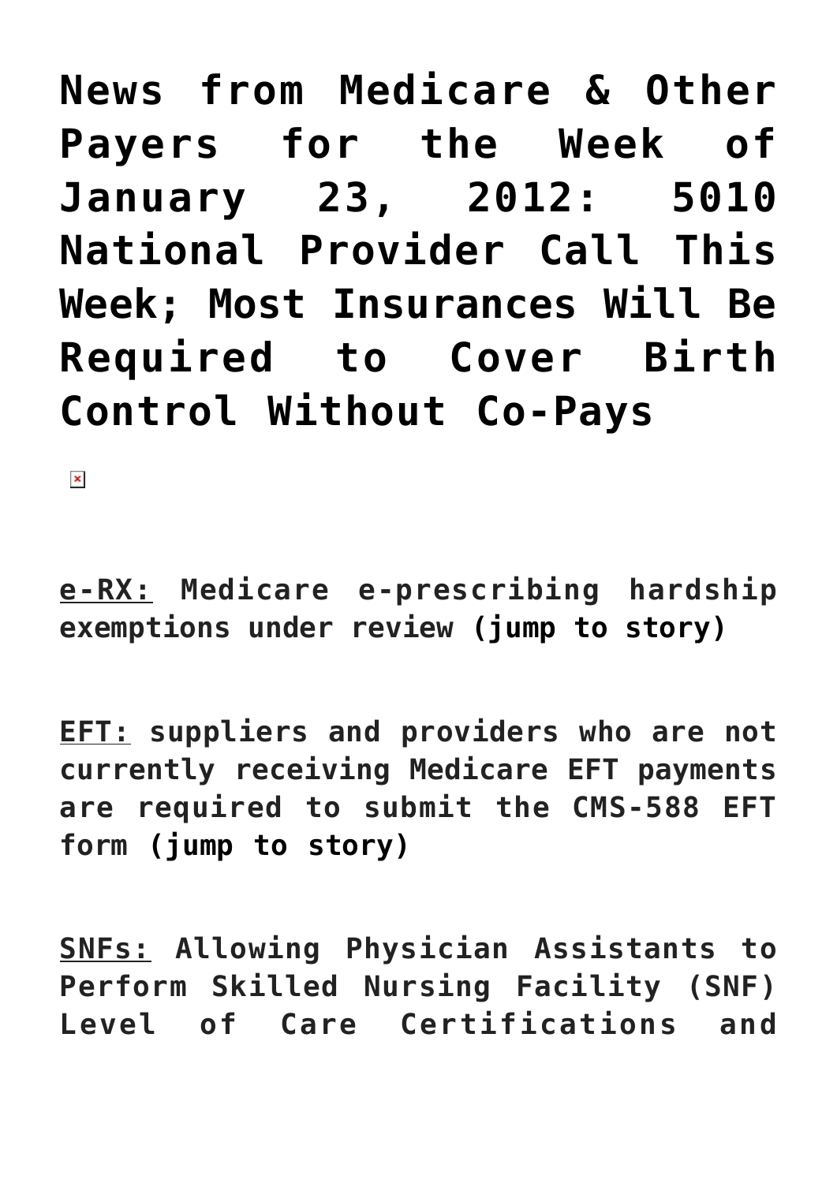# News from Medicare & Other Payers for the Week of January 23, 2012: 5010 National Provider Call This Week; Most Insurances Will Be Required to Cover Birth Control Without Co-Pays

**e-RX: Medicare e-prescribing hardship exemptions under review (jump to story)**

**EFT: suppliers and providers who are not currently receiving Medicare EFT payments are required to submit the CMS-588 EFT form (jump to story)**

**SNFs: Allowing Physician Assistants to Perform Skilled Nursing Facility (SNF) Level of Care Certifications and**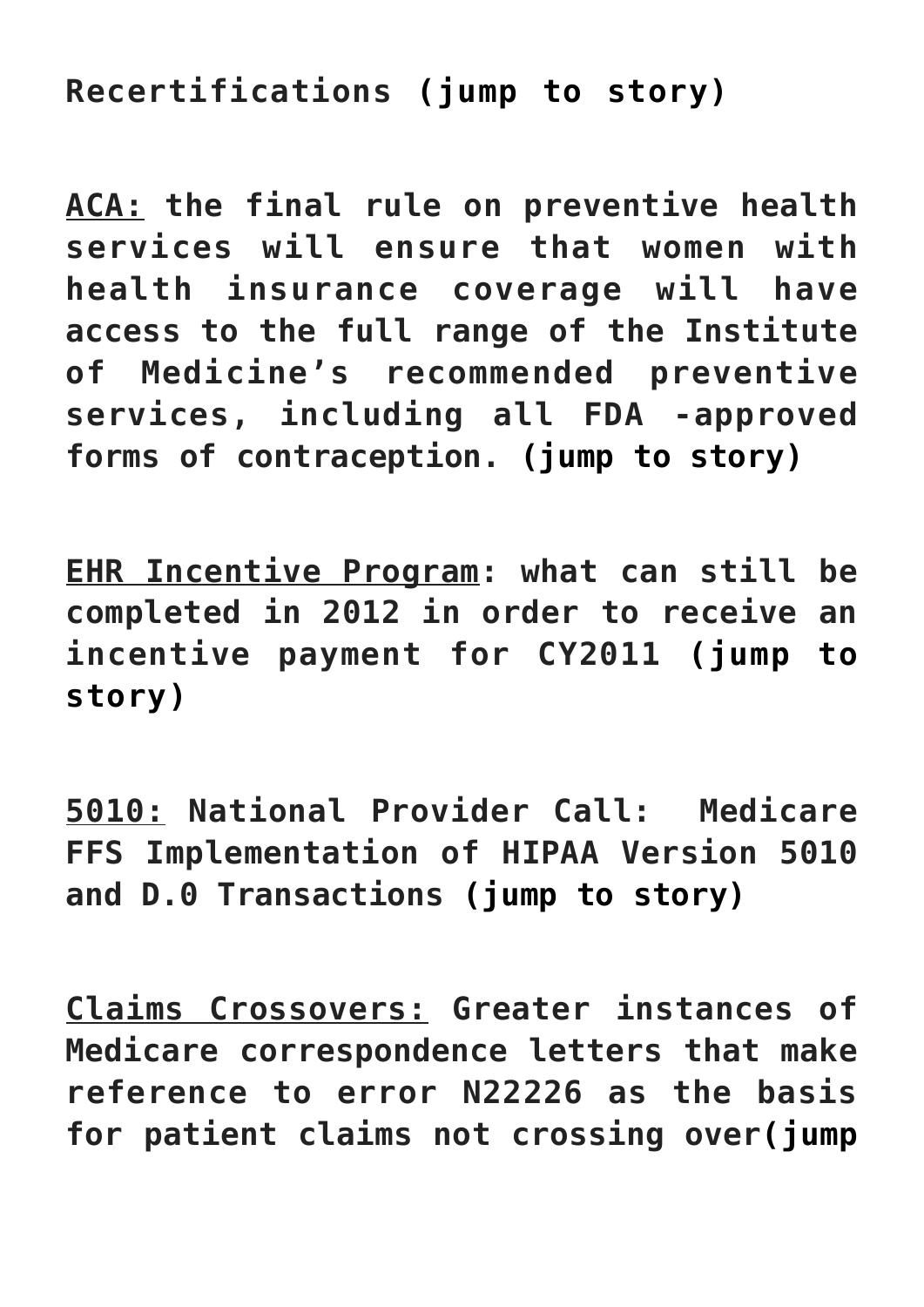**Recertifications (jump to story)**

**ACA: the final rule on preventive health services will ensure that women with health insurance coverage will have access to the full range of the Institute of Medicine's recommended preventive services, including all FDA -approved forms of contraception. (jump to story)**

**EHR Incentive Program: what can still be completed in 2012 in order to receive an incentive payment for CY2011 (jump to story)**

**5010: National Provider Call: Medicare FFS Implementation of HIPAA Version 5010 and D.0 Transactions (jump to story)**

**Claims Crossovers: Greater instances of Medicare correspondence letters that make reference to error N22226 as the basis for patient claims not crossing over(jump**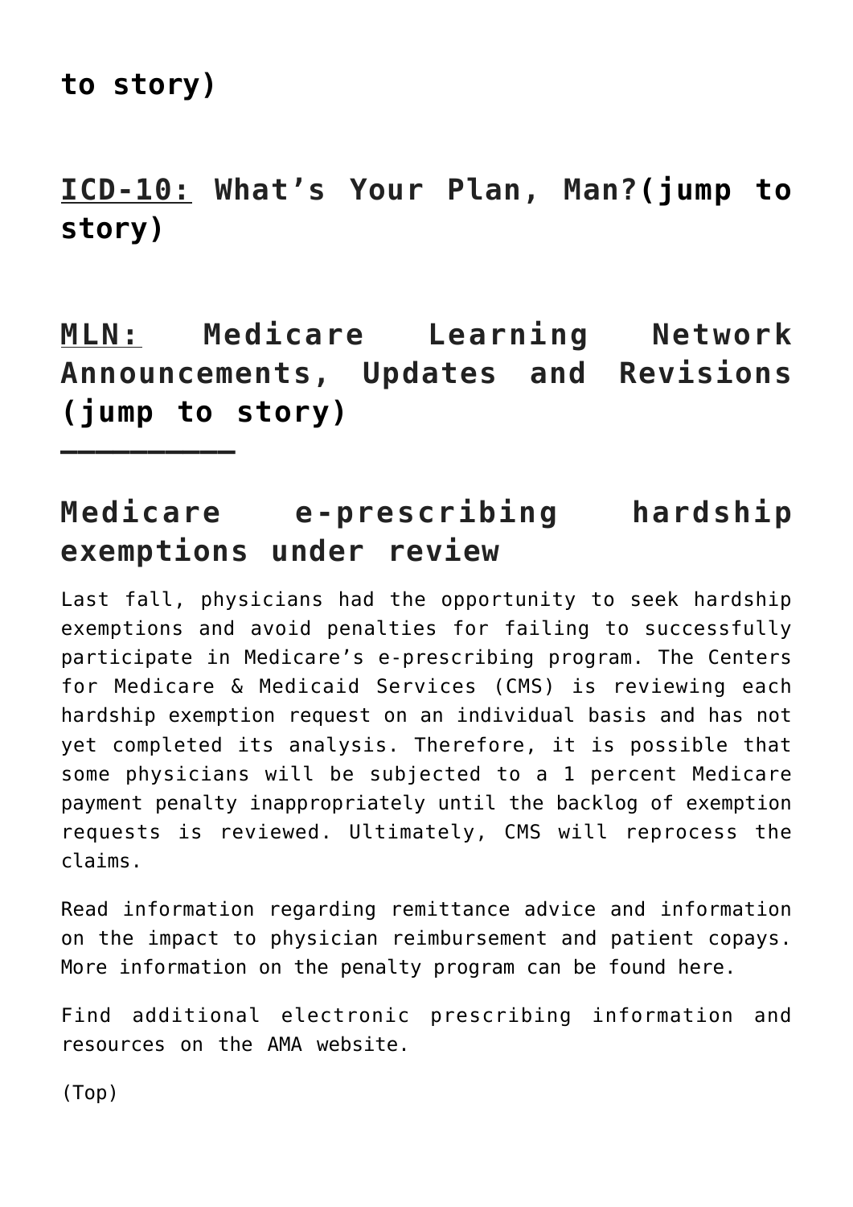**to story)**

**<u>ICD-10:</u> What's Your Plan, Man?(jump to story)**

**<u>MLN:</u> Medicare Learning Network Announcements, Updates and Revisions (jump to story)**

**\_\_\_\_\_\_\_\_\_**

## Medicare e-prescribing hardship exemptions under review

Last fall, physicians had the opportunity to seek hardship exemptions and avoid penalties for failing to successfully participate in Medicare's e-prescribing program. The Centers for Medicare & Medicaid Services (CMS) is reviewing each hardship exemption request on an individual basis and has not yet completed its analysis. Therefore, it is possible that some physicians will be subjected to a 1 percent Medicare payment penalty inappropriately until the backlog of exemption requests is reviewed. Ultimately, CMS will reprocess the claims.

Read information regarding remittance advice and information on the impact to physician reimbursement and patient copays. More information on the penalty program can be found here.

Find additional electronic prescribing information and resources on the AMA website.

(Top)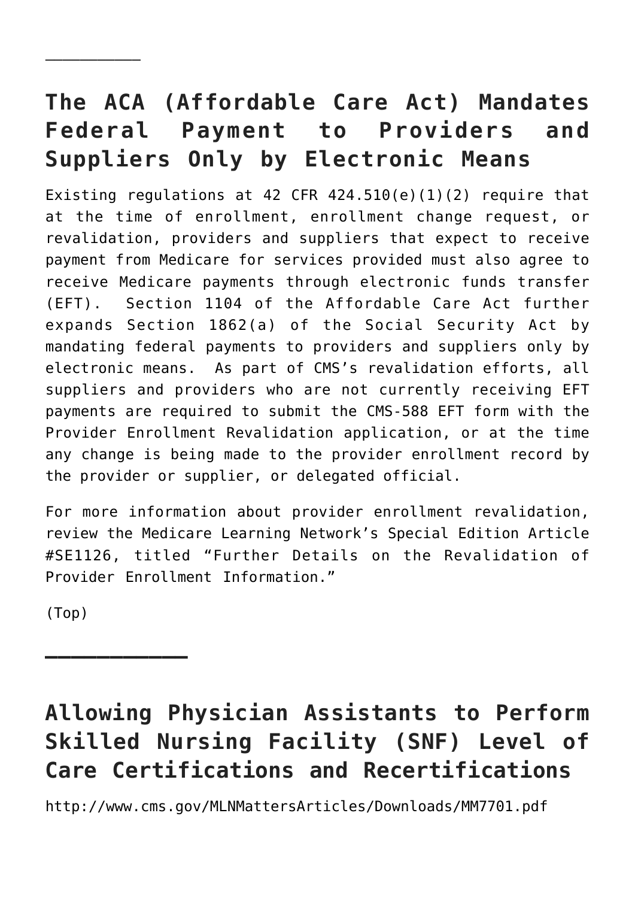---

## The ACA (Affordable Care Act) Mandates Federal Payment to Providers and Suppliers Only by Electronic Means

Existing regulations at 42 CFR 424.510(e)(1)(2) require that at the time of enrollment, enrollment change request, or revalidation, providers and suppliers that expect to receive payment from Medicare for services provided must also agree to receive Medicare payments through electronic funds transfer (EFT). Section 1104 of the Affordable Care Act further expands Section 1862(a) of the Social Security Act by mandating federal payments to providers and suppliers only by electronic means. As part of CMS's revalidation efforts, all suppliers and providers who are not currently receiving EFT payments are required to submit the CMS-588 EFT form with the Provider Enrollment Revalidation application, or at the time any change is being made to the provider enrollment record by the provider or supplier, or delegated official.

For more information about provider enrollment revalidation, review the Medicare Learning Network's Special Edition Article #SE1126, titled "Further Details on the Revalidation of Provider Enrollment Information."

(Top)

---

## Allowing Physician Assistants to Perform Skilled Nursing Facility (SNF) Level of Care Certifications and Recertifications

http://www.cms.gov/MLNMattersArticles/Downloads/MM7701.pdf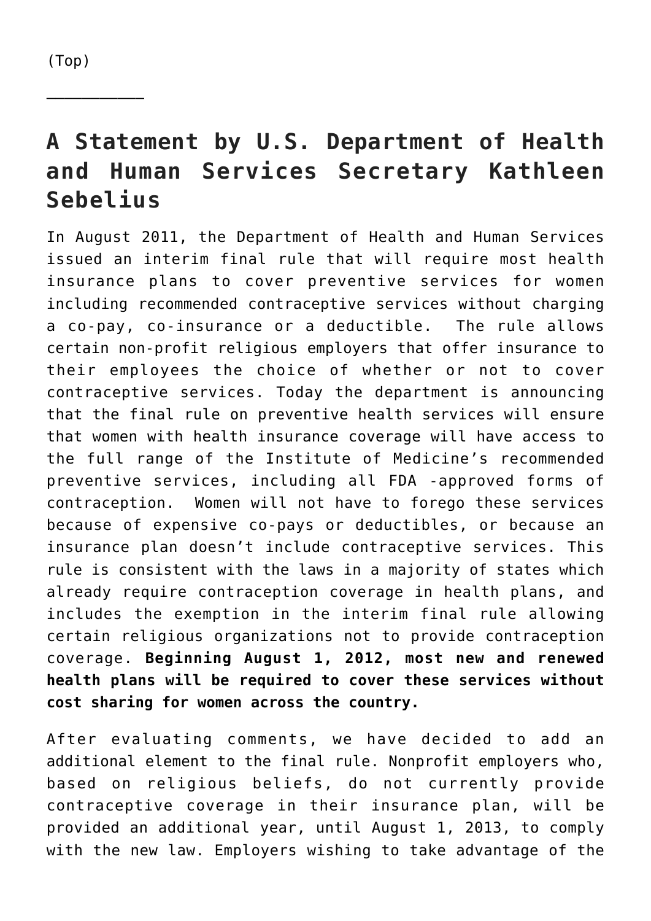(Top)

___________

## A Statement by U.S. Department of Health and Human Services Secretary Kathleen Sebelius

In August 2011, the Department of Health and Human Services issued an interim final rule that will require most health insurance plans to cover preventive services for women including recommended contraceptive services without charging a co-pay, co-insurance or a deductible.  The rule allows certain non-profit religious employers that offer insurance to their employees the choice of whether or not to cover contraceptive services. Today the department is announcing that the final rule on preventive health services will ensure that women with health insurance coverage will have access to the full range of the Institute of Medicine's recommended preventive services, including all FDA -approved forms of contraception.  Women will not have to forego these services because of expensive co-pays or deductibles, or because an insurance plan doesn't include contraceptive services. This rule is consistent with the laws in a majority of states which already require contraception coverage in health plans, and includes the exemption in the interim final rule allowing certain religious organizations not to provide contraception coverage. **Beginning August 1, 2012, most new and renewed health plans will be required to cover these services without cost sharing for women across the country.**

After evaluating comments, we have decided to add an additional element to the final rule. Nonprofit employers who, based on religious beliefs, do not currently provide contraceptive coverage in their insurance plan, will be provided an additional year, until August 1, 2013, to comply with the new law. Employers wishing to take advantage of the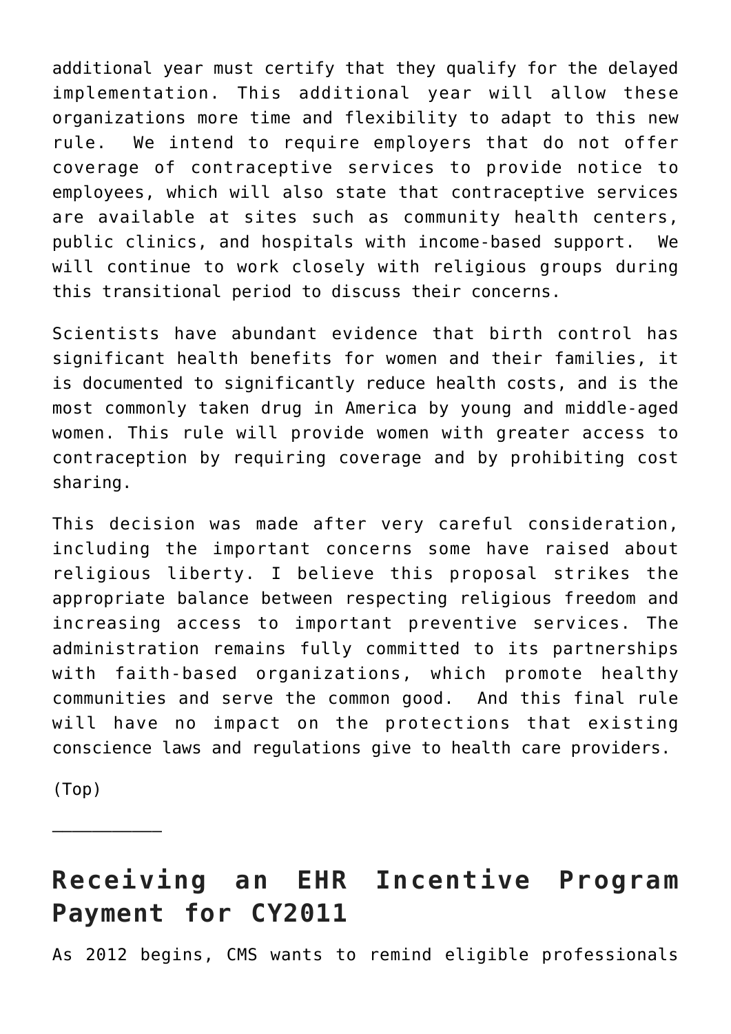additional year must certify that they qualify for the delayed implementation. This additional year will allow these organizations more time and flexibility to adapt to this new rule. We intend to require employers that do not offer coverage of contraceptive services to provide notice to employees, which will also state that contraceptive services are available at sites such as community health centers, public clinics, and hospitals with income-based support. We will continue to work closely with religious groups during this transitional period to discuss their concerns.

Scientists have abundant evidence that birth control has significant health benefits for women and their families, it is documented to significantly reduce health costs, and is the most commonly taken drug in America by young and middle-aged women. This rule will provide women with greater access to contraception by requiring coverage and by prohibiting cost sharing.

This decision was made after very careful consideration, including the important concerns some have raised about religious liberty. I believe this proposal strikes the appropriate balance between respecting religious freedom and increasing access to important preventive services. The administration remains fully committed to its partnerships with faith-based organizations, which promote healthy communities and serve the common good. And this final rule will have no impact on the protections that existing conscience laws and regulations give to health care providers.

(Top)

___________

## Receiving an EHR Incentive Program Payment for CY2011

As 2012 begins, CMS wants to remind eligible professionals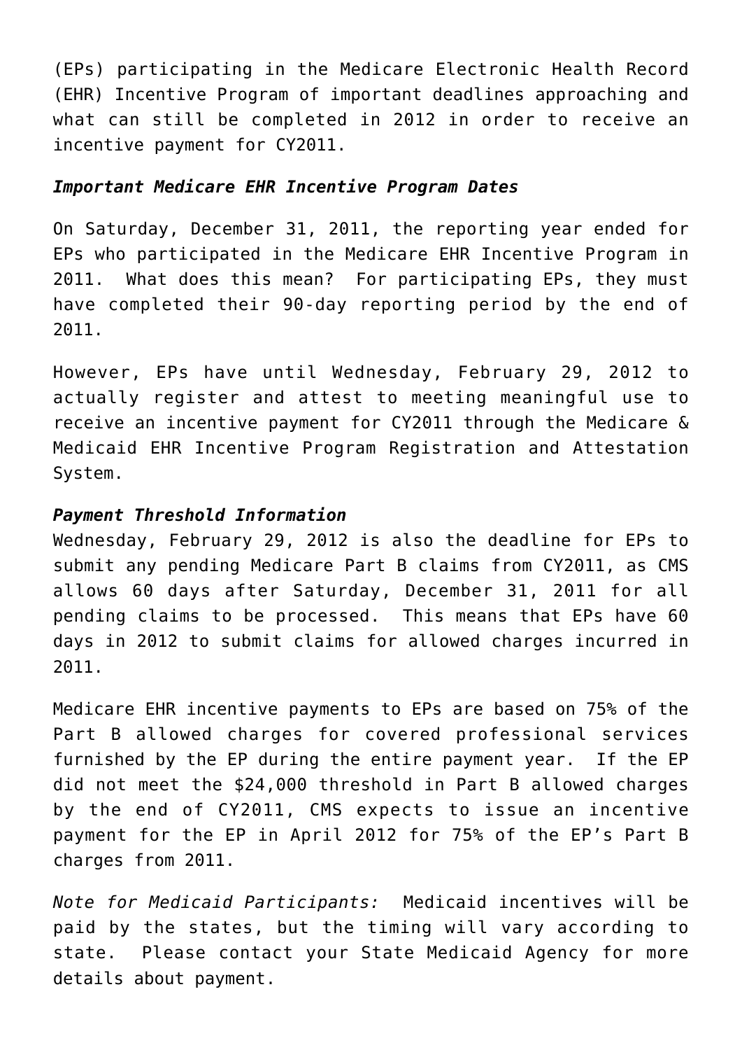(EPs) participating in the Medicare Electronic Health Record (EHR) Incentive Program of important deadlines approaching and what can still be completed in 2012 in order to receive an incentive payment for CY2011.

***Important Medicare EHR Incentive Program Dates***

On Saturday, December 31, 2011, the reporting year ended for EPs who participated in the Medicare EHR Incentive Program in 2011. What does this mean? For participating EPs, they must have completed their 90-day reporting period by the end of 2011.

However, EPs have until Wednesday, February 29, 2012 to actually register and attest to meeting meaningful use to receive an incentive payment for CY2011 through the Medicare & Medicaid EHR Incentive Program Registration and Attestation System.

***Payment Threshold Information***

Wednesday, February 29, 2012 is also the deadline for EPs to submit any pending Medicare Part B claims from CY2011, as CMS allows 60 days after Saturday, December 31, 2011 for all pending claims to be processed. This means that EPs have 60 days in 2012 to submit claims for allowed charges incurred in 2011.

Medicare EHR incentive payments to EPs are based on 75% of the Part B allowed charges for covered professional services furnished by the EP during the entire payment year. If the EP did not meet the $24,000 threshold in Part B allowed charges by the end of CY2011, CMS expects to issue an incentive payment for the EP in April 2012 for 75% of the EP's Part B charges from 2011.

*Note for Medicaid Participants:* Medicaid incentives will be paid by the states, but the timing will vary according to state. Please contact your State Medicaid Agency for more details about payment.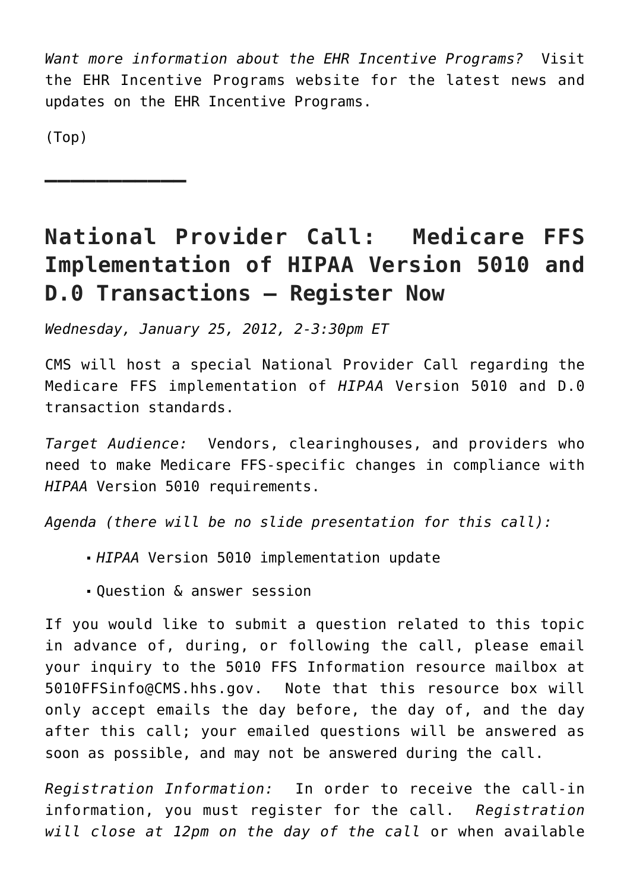*Want more information about the EHR Incentive Programs?* Visit the EHR Incentive Programs website for the latest news and updates on the EHR Incentive Programs.

(Top)

---

## National Provider Call: Medicare FFS Implementation of HIPAA Version 5010 and D.0 Transactions – Register Now

*Wednesday, January 25, 2012, 2-3:30pm ET*

CMS will host a special National Provider Call regarding the Medicare FFS implementation of *HIPAA* Version 5010 and D.0 transaction standards.

*Target Audience:* Vendors, clearinghouses, and providers who need to make Medicare FFS-specific changes in compliance with *HIPAA* Version 5010 requirements.

*Agenda (there will be no slide presentation for this call):*

- *HIPAA* Version 5010 implementation update
- Question & answer session

If you would like to submit a question related to this topic in advance of, during, or following the call, please email your inquiry to the 5010 FFS Information resource mailbox at 5010FFSinfo@CMS.hhs.gov. Note that this resource box will only accept emails the day before, the day of, and the day after this call; your emailed questions will be answered as soon as possible, and may not be answered during the call.

*Registration Information:* In order to receive the call-in information, you must register for the call. *Registration will close at 12pm on the day of the call* or when available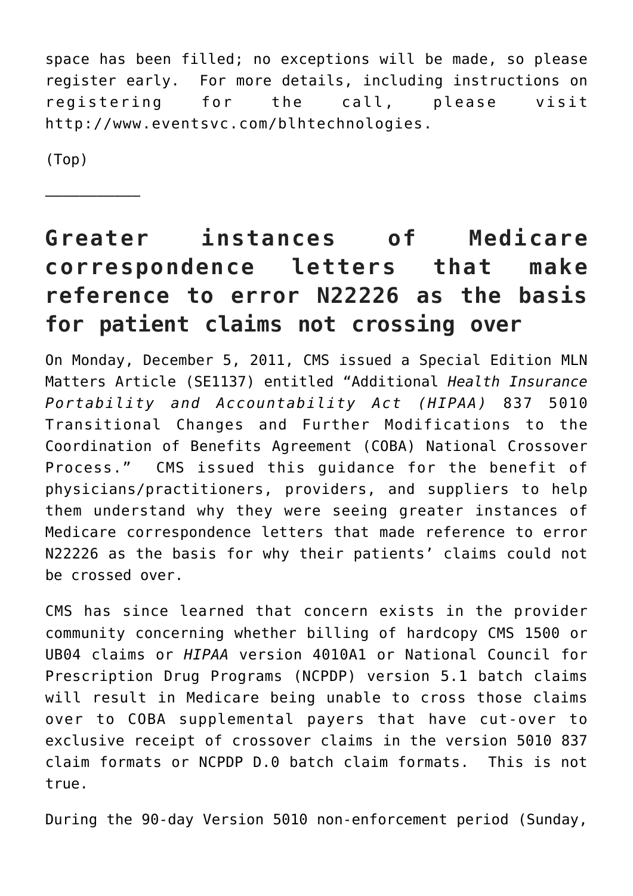space has been filled; no exceptions will be made, so please register early. For more details, including instructions on registering for the call, please visit http://www.eventsvc.com/blhtechnologies.

(Top)

___________

## Greater instances of Medicare correspondence letters that make reference to error N22226 as the basis for patient claims not crossing over

On Monday, December 5, 2011, CMS issued a Special Edition MLN Matters Article (SE1137) entitled "Additional *Health Insurance Portability and Accountability Act (HIPAA)* 837 5010 Transitional Changes and Further Modifications to the Coordination of Benefits Agreement (COBA) National Crossover Process." CMS issued this guidance for the benefit of physicians/practitioners, providers, and suppliers to help them understand why they were seeing greater instances of Medicare correspondence letters that made reference to error N22226 as the basis for why their patients' claims could not be crossed over.

CMS has since learned that concern exists in the provider community concerning whether billing of hardcopy CMS 1500 or UB04 claims or *HIPAA* version 4010A1 or National Council for Prescription Drug Programs (NCPDP) version 5.1 batch claims will result in Medicare being unable to cross those claims over to COBA supplemental payers that have cut-over to exclusive receipt of crossover claims in the version 5010 837 claim formats or NCPDP D.0 batch claim formats. This is not true.

During the 90-day Version 5010 non-enforcement period (Sunday,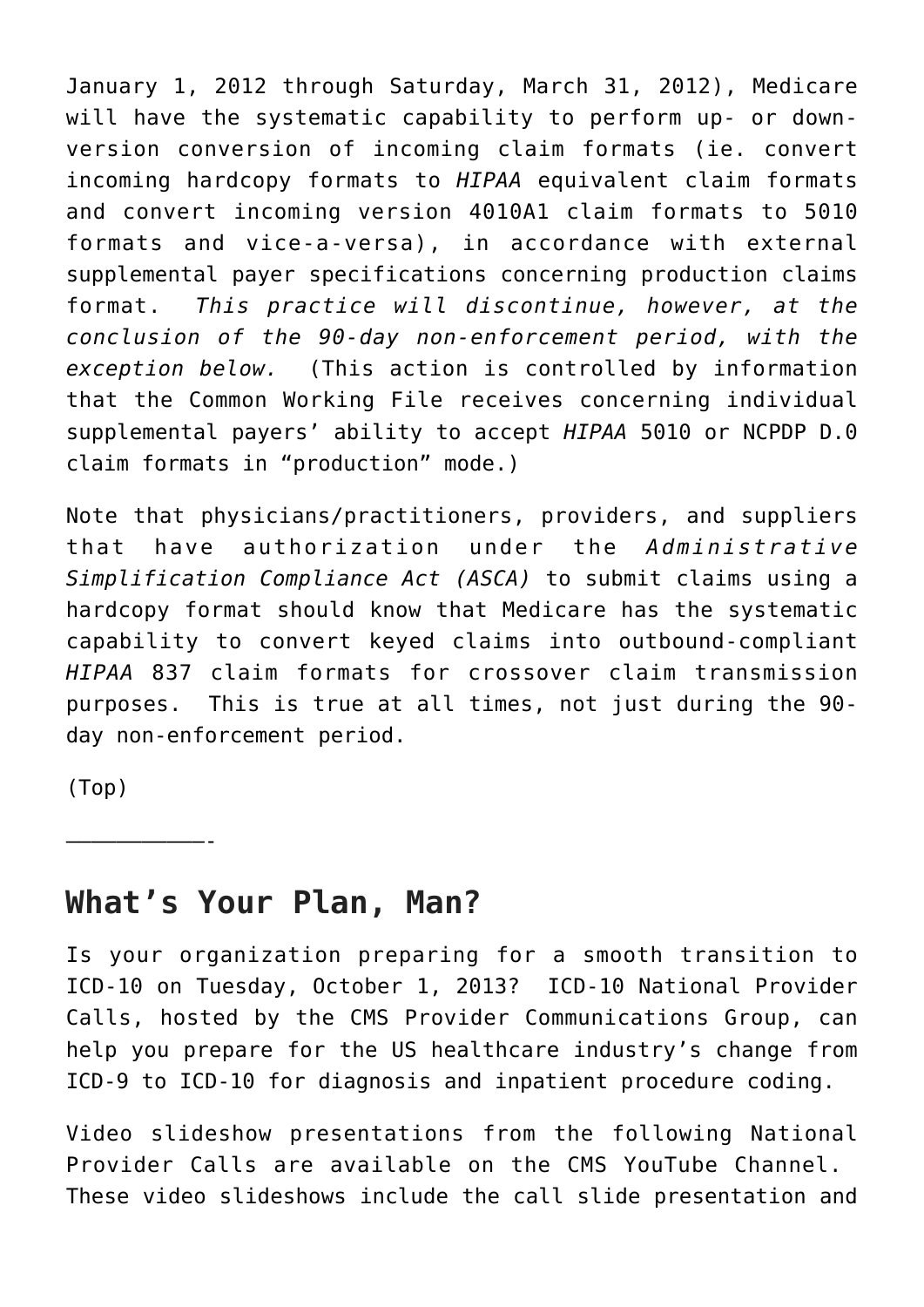January 1, 2012 through Saturday, March 31, 2012), Medicare will have the systematic capability to perform up- or down-version conversion of incoming claim formats (ie. convert incoming hardcopy formats to *HIPAA* equivalent claim formats and convert incoming version 4010A1 claim formats to 5010 formats and vice-a-versa), in accordance with external supplemental payer specifications concerning production claims format. *This practice will discontinue, however, at the conclusion of the 90-day non-enforcement period, with the exception below.* (This action is controlled by information that the Common Working File receives concerning individual supplemental payers' ability to accept *HIPAA* 5010 or NCPDP D.0 claim formats in "production" mode.)

Note that physicians/practitioners, providers, and suppliers that have authorization under the *Administrative Simplification Compliance Act (ASCA)* to submit claims using a hardcopy format should know that Medicare has the systematic capability to convert keyed claims into outbound-compliant *HIPAA* 837 claim formats for crossover claim transmission purposes. This is true at all times, not just during the 90-day non-enforcement period.

(Top)

———————————-

## What's Your Plan, Man?

Is your organization preparing for a smooth transition to ICD-10 on Tuesday, October 1, 2013? ICD-10 National Provider Calls, hosted by the CMS Provider Communications Group, can help you prepare for the US healthcare industry's change from ICD-9 to ICD-10 for diagnosis and inpatient procedure coding.

Video slideshow presentations from the following National Provider Calls are available on the CMS YouTube Channel. These video slideshows include the call slide presentation and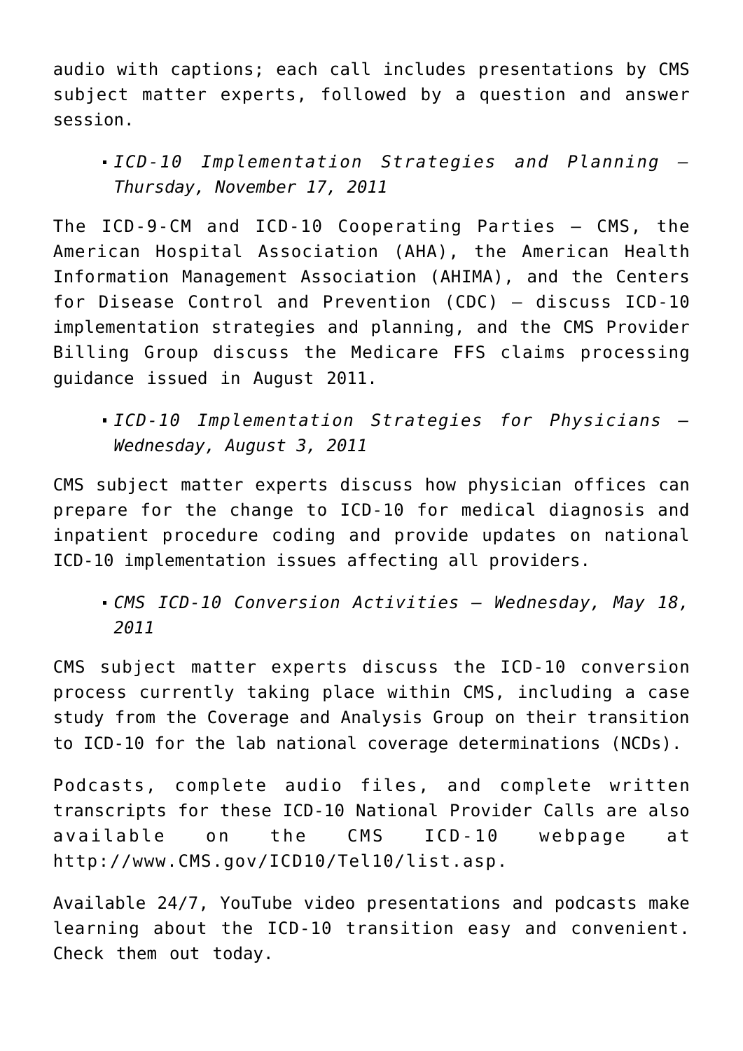audio with captions; each call includes presentations by CMS subject matter experts, followed by a question and answer session.

- *ICD-10 Implementation Strategies and Planning – Thursday, November 17, 2011*

The ICD-9-CM and ICD-10 Cooperating Parties – CMS, the American Hospital Association (AHA), the American Health Information Management Association (AHIMA), and the Centers for Disease Control and Prevention (CDC) – discuss ICD-10 implementation strategies and planning, and the CMS Provider Billing Group discuss the Medicare FFS claims processing guidance issued in August 2011.

- *ICD-10 Implementation Strategies for Physicians – Wednesday, August 3, 2011*

CMS subject matter experts discuss how physician offices can prepare for the change to ICD-10 for medical diagnosis and inpatient procedure coding and provide updates on national ICD-10 implementation issues affecting all providers.

- *CMS ICD-10 Conversion Activities – Wednesday, May 18, 2011*

CMS subject matter experts discuss the ICD-10 conversion process currently taking place within CMS, including a case study from the Coverage and Analysis Group on their transition to ICD-10 for the lab national coverage determinations (NCDs).

Podcasts, complete audio files, and complete written transcripts for these ICD-10 National Provider Calls are also available on the CMS ICD-10 webpage at http://www.CMS.gov/ICD10/Tel10/list.asp.

Available 24/7, YouTube video presentations and podcasts make learning about the ICD-10 transition easy and convenient. Check them out today.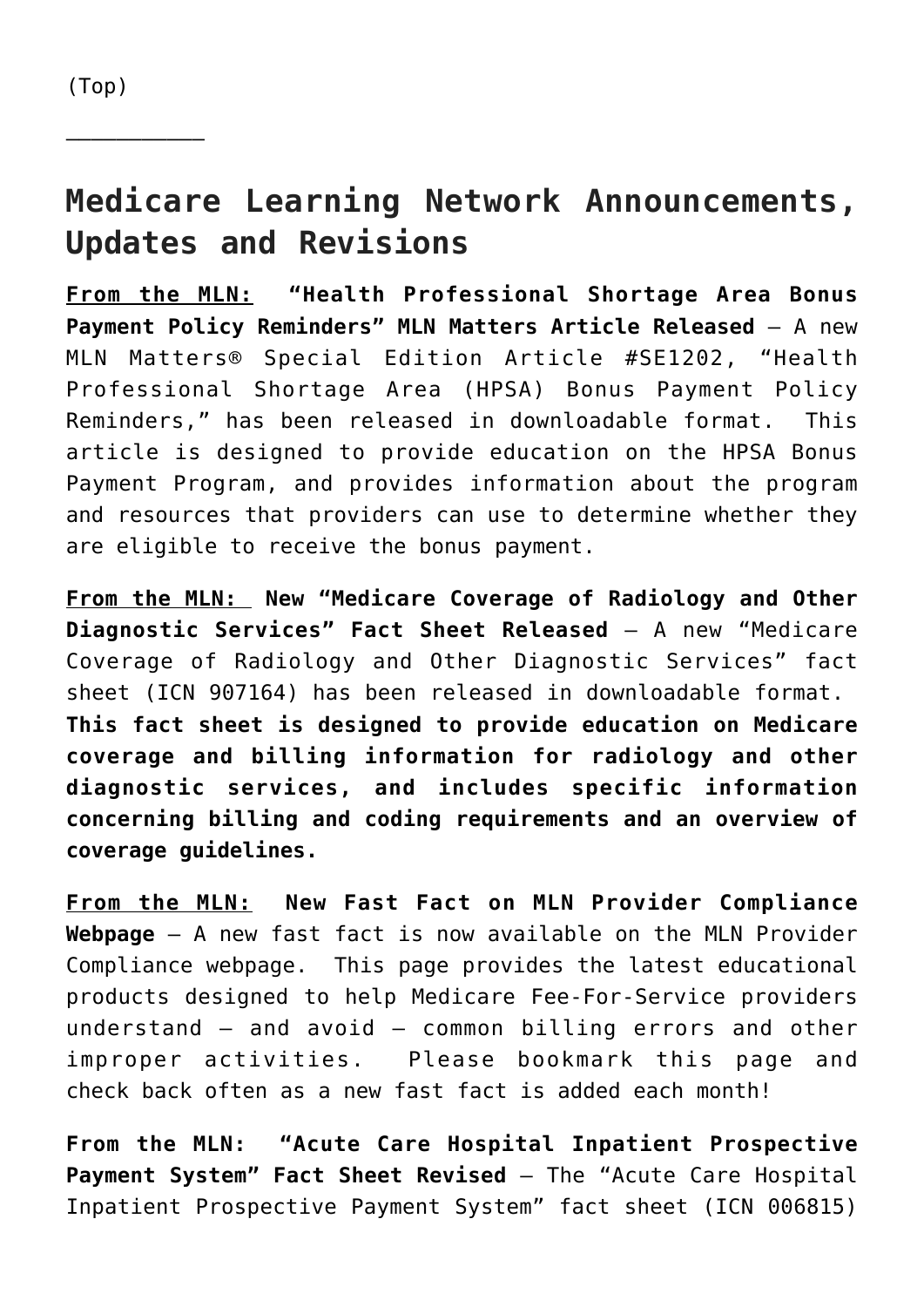(Top)

___________

## Medicare Learning Network Announcements, Updates and Revisions

**<u>From the MLN:</u> "Health Professional Shortage Area Bonus Payment Policy Reminders" MLN Matters Article Released** – A new MLN Matters® Special Edition Article #SE1202, "Health Professional Shortage Area (HPSA) Bonus Payment Policy Reminders," has been released in downloadable format. This article is designed to provide education on the HPSA Bonus Payment Program, and provides information about the program and resources that providers can use to determine whether they are eligible to receive the bonus payment.

**<u>From the MLN:</u> New "Medicare Coverage of Radiology and Other Diagnostic Services" Fact Sheet Released** – A new "Medicare Coverage of Radiology and Other Diagnostic Services" fact sheet (ICN 907164) has been released in downloadable format. **This fact sheet is designed to provide education on Medicare coverage and billing information for radiology and other diagnostic services, and includes specific information concerning billing and coding requirements and an overview of coverage guidelines.**

**<u>From the MLN:</u> New Fast Fact on MLN Provider Compliance Webpage** – A new fast fact is now available on the MLN Provider Compliance webpage. This page provides the latest educational products designed to help Medicare Fee-For-Service providers understand – and avoid – common billing errors and other improper activities. Please bookmark this page and check back often as a new fast fact is added each month!

**From the MLN: "Acute Care Hospital Inpatient Prospective Payment System" Fact Sheet Revised** – The "Acute Care Hospital Inpatient Prospective Payment System" fact sheet (ICN 006815)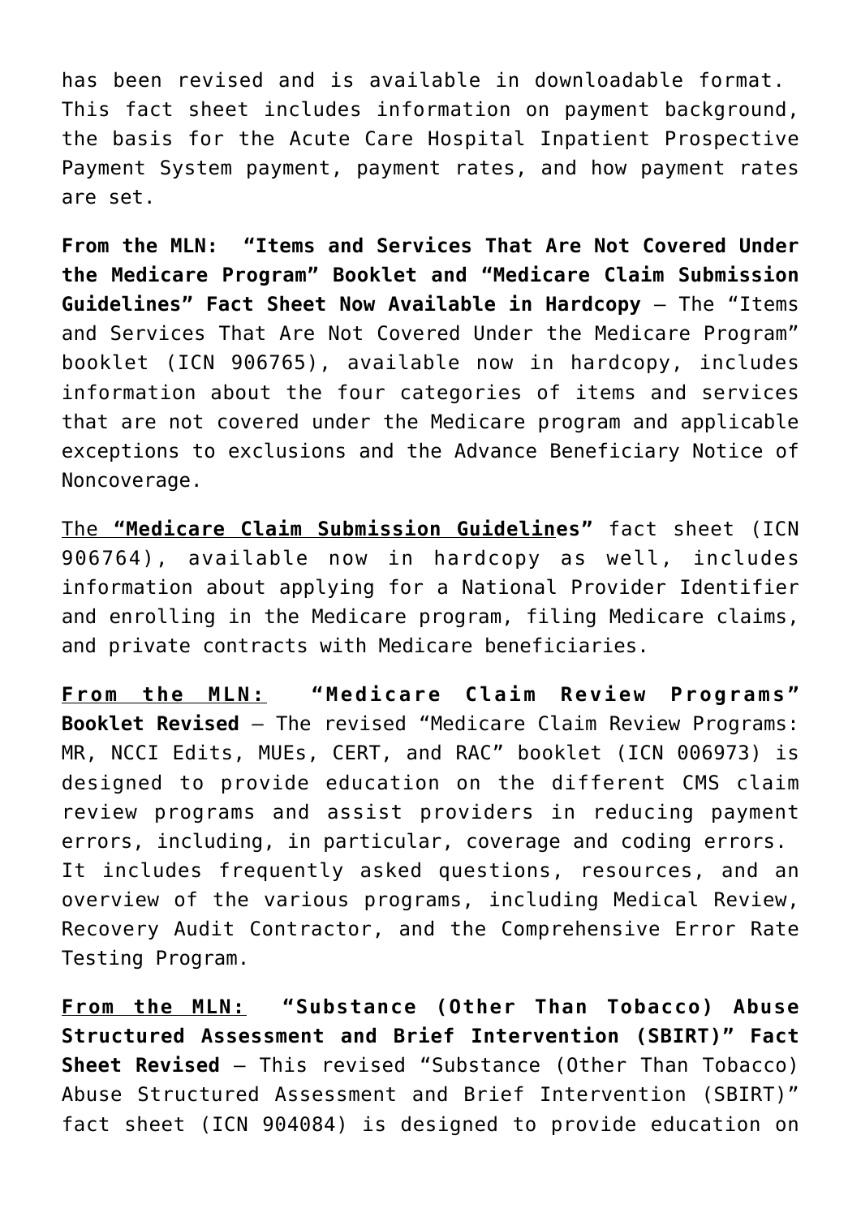has been revised and is available in downloadable format. This fact sheet includes information on payment background, the basis for the Acute Care Hospital Inpatient Prospective Payment System payment, payment rates, and how payment rates are set.

**From the MLN: "Items and Services That Are Not Covered Under the Medicare Program" Booklet and "Medicare Claim Submission Guidelines" Fact Sheet Now Available in Hardcopy** – The "Items and Services That Are Not Covered Under the Medicare Program" booklet (ICN 906765), available now in hardcopy, includes information about the four categories of items and services that are not covered under the Medicare program and applicable exceptions to exclusions and the Advance Beneficiary Notice of Noncoverage.

The **"Medicare Claim Submission Guidelines"** fact sheet (ICN 906764), available now in hardcopy as well, includes information about applying for a National Provider Identifier and enrolling in the Medicare program, filing Medicare claims, and private contracts with Medicare beneficiaries.

**From the MLN: "Medicare Claim Review Programs" Booklet Revised** – The revised "Medicare Claim Review Programs: MR, NCCI Edits, MUEs, CERT, and RAC" booklet (ICN 006973) is designed to provide education on the different CMS claim review programs and assist providers in reducing payment errors, including, in particular, coverage and coding errors. It includes frequently asked questions, resources, and an overview of the various programs, including Medical Review, Recovery Audit Contractor, and the Comprehensive Error Rate Testing Program.

**From the MLN: "Substance (Other Than Tobacco) Abuse Structured Assessment and Brief Intervention (SBIRT)" Fact Sheet Revised** – This revised "Substance (Other Than Tobacco) Abuse Structured Assessment and Brief Intervention (SBIRT)" fact sheet (ICN 904084) is designed to provide education on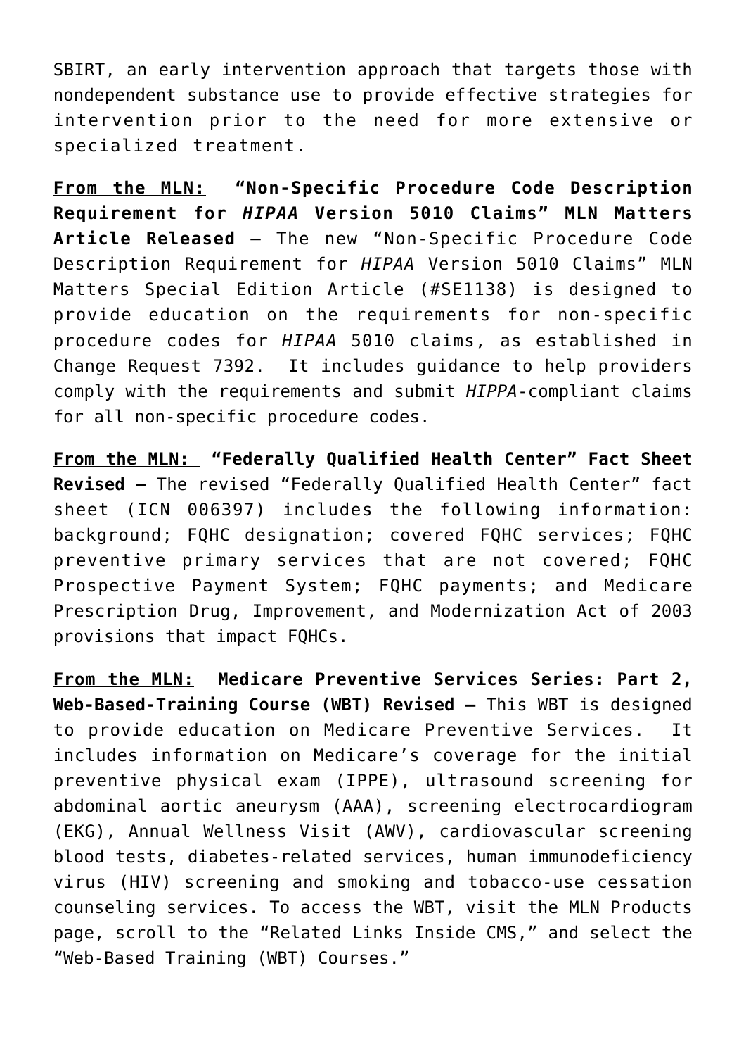SBIRT, an early intervention approach that targets those with nondependent substance use to provide effective strategies for intervention prior to the need for more extensive or specialized treatment.

**<u>From the MLN:</u> "Non-Specific Procedure Code Description Requirement for *HIPAA* Version 5010 Claims" MLN Matters Article Released** – The new "Non-Specific Procedure Code Description Requirement for *HIPAA* Version 5010 Claims" MLN Matters Special Edition Article (#SE1138) is designed to provide education on the requirements for non-specific procedure codes for *HIPAA* 5010 claims, as established in Change Request 7392. It includes guidance to help providers comply with the requirements and submit *HIPPA*-compliant claims for all non-specific procedure codes.

**<u>From the MLN:</u> "Federally Qualified Health Center" Fact Sheet Revised –** The revised "Federally Qualified Health Center" fact sheet (ICN 006397) includes the following information: background; FQHC designation; covered FQHC services; FQHC preventive primary services that are not covered; FQHC Prospective Payment System; FQHC payments; and Medicare Prescription Drug, Improvement, and Modernization Act of 2003 provisions that impact FQHCs.

**<u>From the MLN:</u> Medicare Preventive Services Series: Part 2, Web-Based-Training Course (WBT) Revised –** This WBT is designed to provide education on Medicare Preventive Services. It includes information on Medicare's coverage for the initial preventive physical exam (IPPE), ultrasound screening for abdominal aortic aneurysm (AAA), screening electrocardiogram (EKG), Annual Wellness Visit (AWV), cardiovascular screening blood tests, diabetes-related services, human immunodeficiency virus (HIV) screening and smoking and tobacco-use cessation counseling services. To access the WBT, visit the MLN Products page, scroll to the "Related Links Inside CMS," and select the "Web-Based Training (WBT) Courses."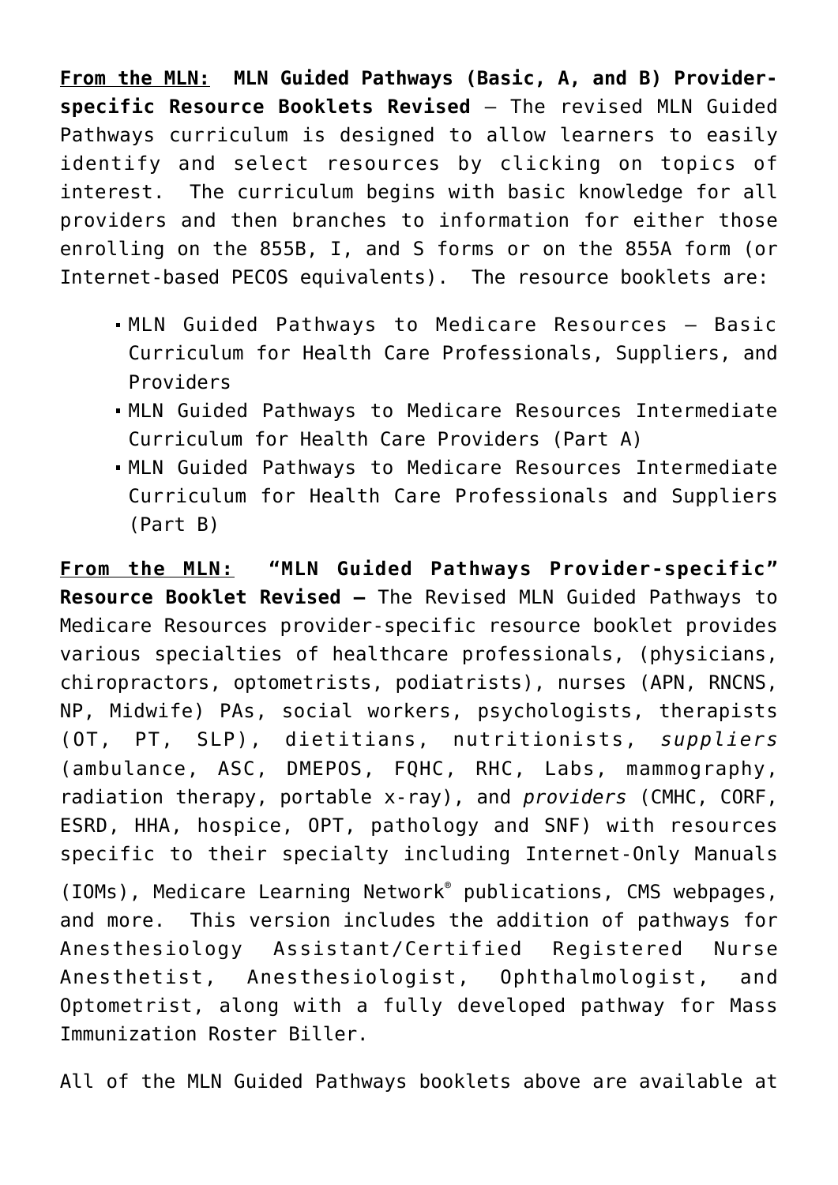**<u>From the MLN:</u> MLN Guided Pathways (Basic, A, and B) Provider-specific Resource Booklets Revised** – The revised MLN Guided Pathways curriculum is designed to allow learners to easily identify and select resources by clicking on topics of interest. The curriculum begins with basic knowledge for all providers and then branches to information for either those enrolling on the 855B, I, and S forms or on the 855A form (or Internet-based PECOS equivalents). The resource booklets are:

- MLN Guided Pathways to Medicare Resources – Basic Curriculum for Health Care Professionals, Suppliers, and Providers
- MLN Guided Pathways to Medicare Resources Intermediate Curriculum for Health Care Providers (Part A)
- MLN Guided Pathways to Medicare Resources Intermediate Curriculum for Health Care Professionals and Suppliers (Part B)

**<u>From the MLN:</u> "MLN Guided Pathways Provider-specific" Resource Booklet Revised –** The Revised MLN Guided Pathways to Medicare Resources provider-specific resource booklet provides various specialties of healthcare professionals, (physicians, chiropractors, optometrists, podiatrists), nurses (APN, RNCNS, NP, Midwife) PAs, social workers, psychologists, therapists (OT, PT, SLP), dietitians, nutritionists, *suppliers* (ambulance, ASC, DMEPOS, FQHC, RHC, Labs, mammography, radiation therapy, portable x-ray), and *providers* (CMHC, CORF, ESRD, HHA, hospice, OPT, pathology and SNF) with resources specific to their specialty including Internet-Only Manuals (IOMs), Medicare Learning Network® publications, CMS webpages, and more. This version includes the addition of pathways for Anesthesiology Assistant/Certified Registered Nurse Anesthetist, Anesthesiologist, Ophthalmologist, and Optometrist, along with a fully developed pathway for Mass Immunization Roster Biller.

All of the MLN Guided Pathways booklets above are available at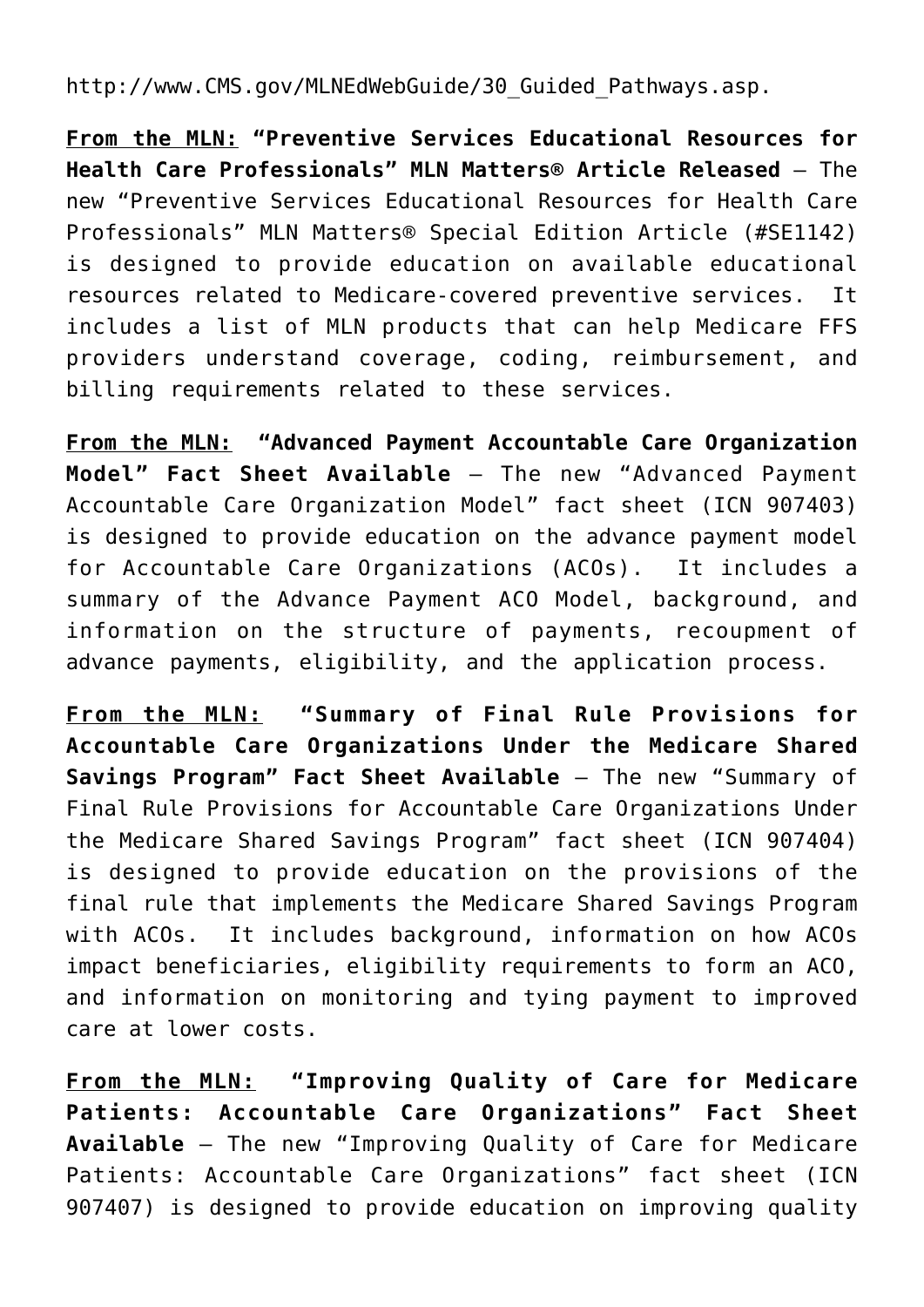http://www.CMS.gov/MLNEdWebGuide/30_Guided_Pathways.asp.

<u>**From the MLN:**</u> **"Preventive Services Educational Resources for Health Care Professionals" MLN Matters® Article Released** – The new "Preventive Services Educational Resources for Health Care Professionals" MLN Matters® Special Edition Article (#SE1142) is designed to provide education on available educational resources related to Medicare-covered preventive services. It includes a list of MLN products that can help Medicare FFS providers understand coverage, coding, reimbursement, and billing requirements related to these services.

<u>**From the MLN:**</u> **"Advanced Payment Accountable Care Organization Model" Fact Sheet Available** – The new "Advanced Payment Accountable Care Organization Model" fact sheet (ICN 907403) is designed to provide education on the advance payment model for Accountable Care Organizations (ACOs). It includes a summary of the Advance Payment ACO Model, background, and information on the structure of payments, recoupment of advance payments, eligibility, and the application process.

<u>**From the MLN:**</u> **"Summary of Final Rule Provisions for Accountable Care Organizations Under the Medicare Shared Savings Program" Fact Sheet Available** – The new "Summary of Final Rule Provisions for Accountable Care Organizations Under the Medicare Shared Savings Program" fact sheet (ICN 907404) is designed to provide education on the provisions of the final rule that implements the Medicare Shared Savings Program with ACOs. It includes background, information on how ACOs impact beneficiaries, eligibility requirements to form an ACO, and information on monitoring and tying payment to improved care at lower costs.

<u>**From the MLN:**</u> **"Improving Quality of Care for Medicare Patients: Accountable Care Organizations" Fact Sheet Available** – The new "Improving Quality of Care for Medicare Patients: Accountable Care Organizations" fact sheet (ICN 907407) is designed to provide education on improving quality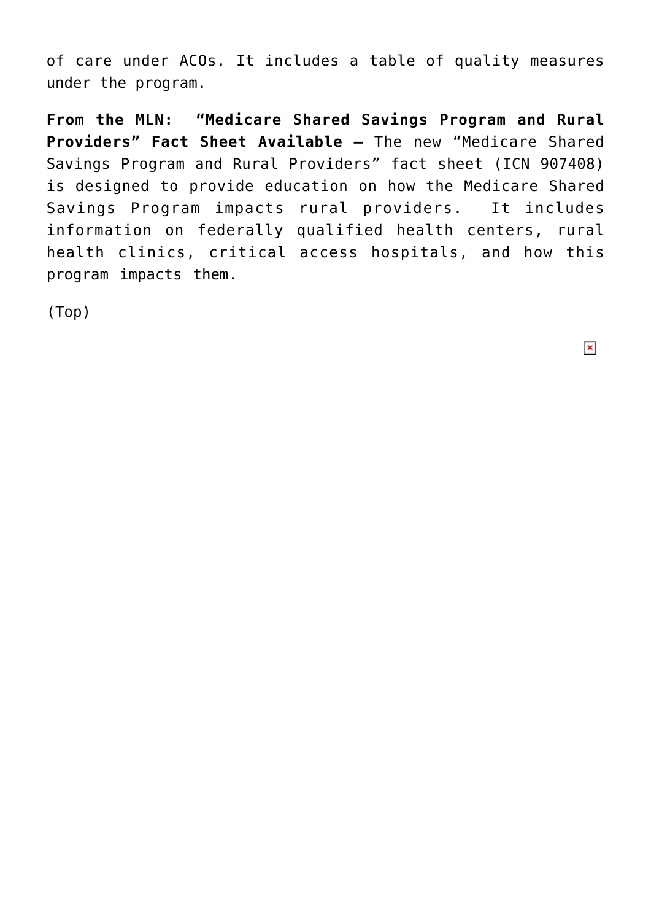of care under ACOs. It includes a table of quality measures under the program.

**<u>From the MLN:</u> "Medicare Shared Savings Program and Rural Providers" Fact Sheet Available –** The new "Medicare Shared Savings Program and Rural Providers" fact sheet (ICN 907408) is designed to provide education on how the Medicare Shared Savings Program impacts rural providers. It includes information on federally qualified health centers, rural health clinics, critical access hospitals, and how this program impacts them.

(Top)